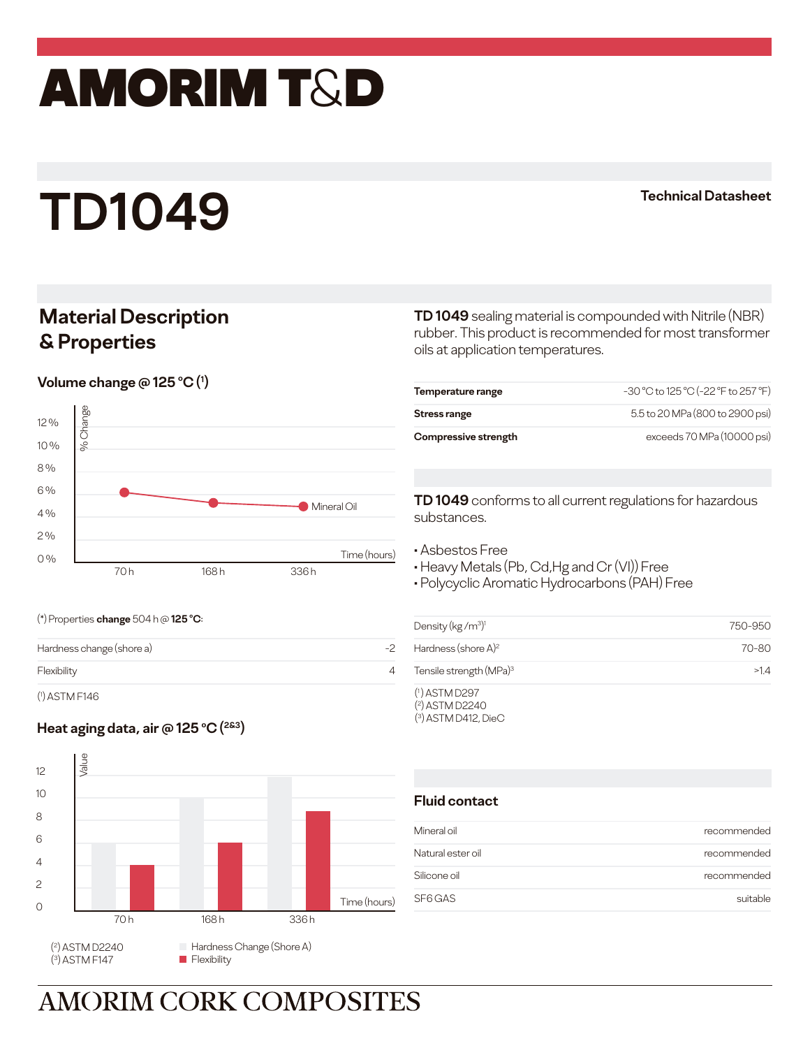# AMORIM T&D

# TD1049

**Technical Datasheet**

## Material Description & Properties

**TD 1049** sealing material is compounded with Nitrile (NBR) rubber. This product is recommended for most transformer oils at application temperatures.

| | |
|---|---|
| **Temperature range** | -30 °C to 125 °C (-22 °F to 257 °F) |
| **Stress range** | 5.5 to 20 MPa (800 to 2900 psi) |
| **Compressive strength** | exceeds 70 MPa (10000 psi) |

### Volume change @ 125 °C ([1])

% Change

| Time (hours) | 70 h | 168 h | 336 h |
|---|---|---|---|
| Mineral Oil | ~6.2 % | ~5.2 % | ~4.9 % |

(*) Properties **change** 504 h @ **125 °C**:

| | |
|---|---|
| Hardness change (shore a) | -2 |
| Flexibility | 4 |

([1]) ASTM F146

**TD 1049** conforms to all current regulations for hazardous substances.

- Asbestos Free
- Heavy Metals (Pb, Cd,Hg and Cr (VI)) Free
- Polycyclic Aromatic Hydrocarbons (PAH) Free

| | |
|---|---|
| Density (kg /m³)[1] | 750-950 |
| Hardness (shore A)[2] | 70-80 |
| Tensile strength (MPa)[3] | >1.4 |

([1]) ASTM D297
([2]) ASTM D2240
([3]) ASTM D412, DieC

### Heat aging data, air @ 125 °C ([2&3])

Value

| Time (hours) | 70 h | 168 h | 336 h |
|---|---|---|---|
| Hardness Change (Shore A) | ~6 | ~10 | ~12 |
| Flexibility | ~4 | ~6 | ~8.8 |

([2]) ASTM D2240
([3]) ASTM F147

## Fluid contact

| | |
|---|---|
| Mineral oil | recommended |
| Natural ester oil | recommended |
| Silicone oil | recommended |
| SF6 GAS | suitable |

AMORIM CORK COMPOSITES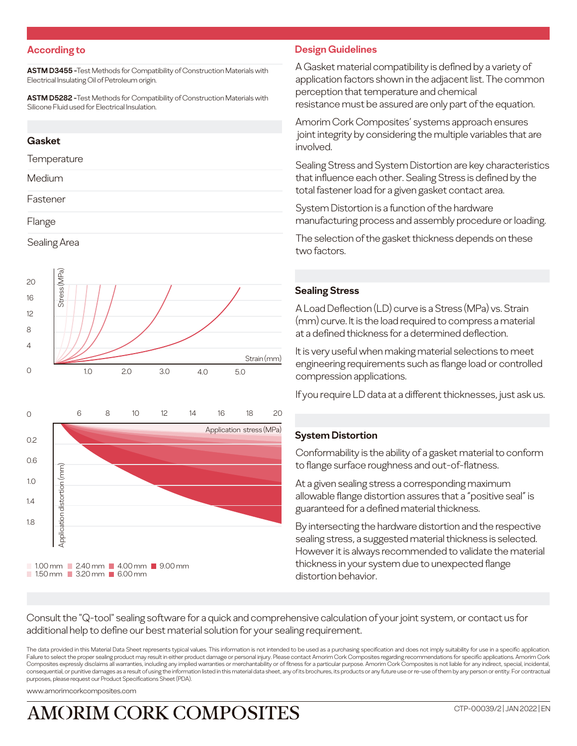## According to

**ASTM D3455 -** Test Methods for Compatibility of Construction Materials with Electrical Insulating Oil of Petroleum origin.

**ASTM D5282 -** Test Methods for Compatibility of Construction Materials with Silicone Fluid used for Electrical Insulation.

### Gasket

- Temperature
- Medium
- Fastener
- Flange
- Sealing Area

20
16
12
8
4
0
Stress (MPa)
1.0 2.0 3.0 4.0 5.0
Strain (mm)

0
6 8 10 12 14 16 18 20
Application stress (MPa)
0.2
0.6
1.0
1.4
1.8
Application distortion (mm)

1.00 mm 2.40 mm 4.00 mm 9.00 mm
1.50 mm 3.20 mm 6.00 mm

## Design Guidelines

A Gasket material compatibility is defined by a variety of application factors shown in the adjacent list. The common perception that temperature and chemical resistance must be assured are only part of the equation.

Amorim Cork Composites' systems approach ensures joint integrity by considering the multiple variables that are involved.

Sealing Stress and System Distortion are key characteristics that influence each other. Sealing Stress is defined by the total fastener load for a given gasket contact area.

System Distortion is a function of the hardware manufacturing process and assembly procedure or loading.

The selection of the gasket thickness depends on these two factors.

### Sealing Stress

A Load Deflection (LD) curve is a Stress (MPa) vs. Strain (mm) curve. It is the load required to compress a material at a defined thickness for a determined deflection.

It is very useful when making material selections to meet engineering requirements such as flange load or controlled compression applications.

If you require LD data at a different thicknesses, just ask us.

### System Distortion

Conformability is the ability of a gasket material to conform to flange surface roughness and out-of-flatness.

At a given sealing stress a corresponding maximum allowable flange distortion assures that a "positive seal" is guaranteed for a defined material thickness.

By intersecting the hardware distortion and the respective sealing stress, a suggested material thickness is selected. However it is always recommended to validate the material thickness in your system due to unexpected flange distortion behavior.

Consult the "Q-tool" sealing software for a quick and comprehensive calculation of your joint system, or contact us for additional help to define our best material solution for your sealing requirement.

The data provided in this Material Data Sheet represents typical values. This information is not intended to be used as a purchasing specification and does not imply suitability for use in a specific application. Failure to select the proper sealing product may result in either product damage or personal injury. Please contact Amorim Cork Composites regarding recommendations for specific applications. Amorim Cork Composites expressly disclaims all warranties, including any implied warranties or merchantability or of fitness for a particular purpose. Amorim Cork Composites is not liable for any indirect, special, incidental, consequential, or punitive damages as a result of using the information listed in this material data sheet, any of its brochures, its products or any future use or re-use of them by any person or entity. For contractual purposes, please request our Product Specifications Sheet (PDA).

www.amorimcorkcomposites.com

AMORIM CORK COMPOSITES

CTP-00039/2 | JAN 2022 | EN